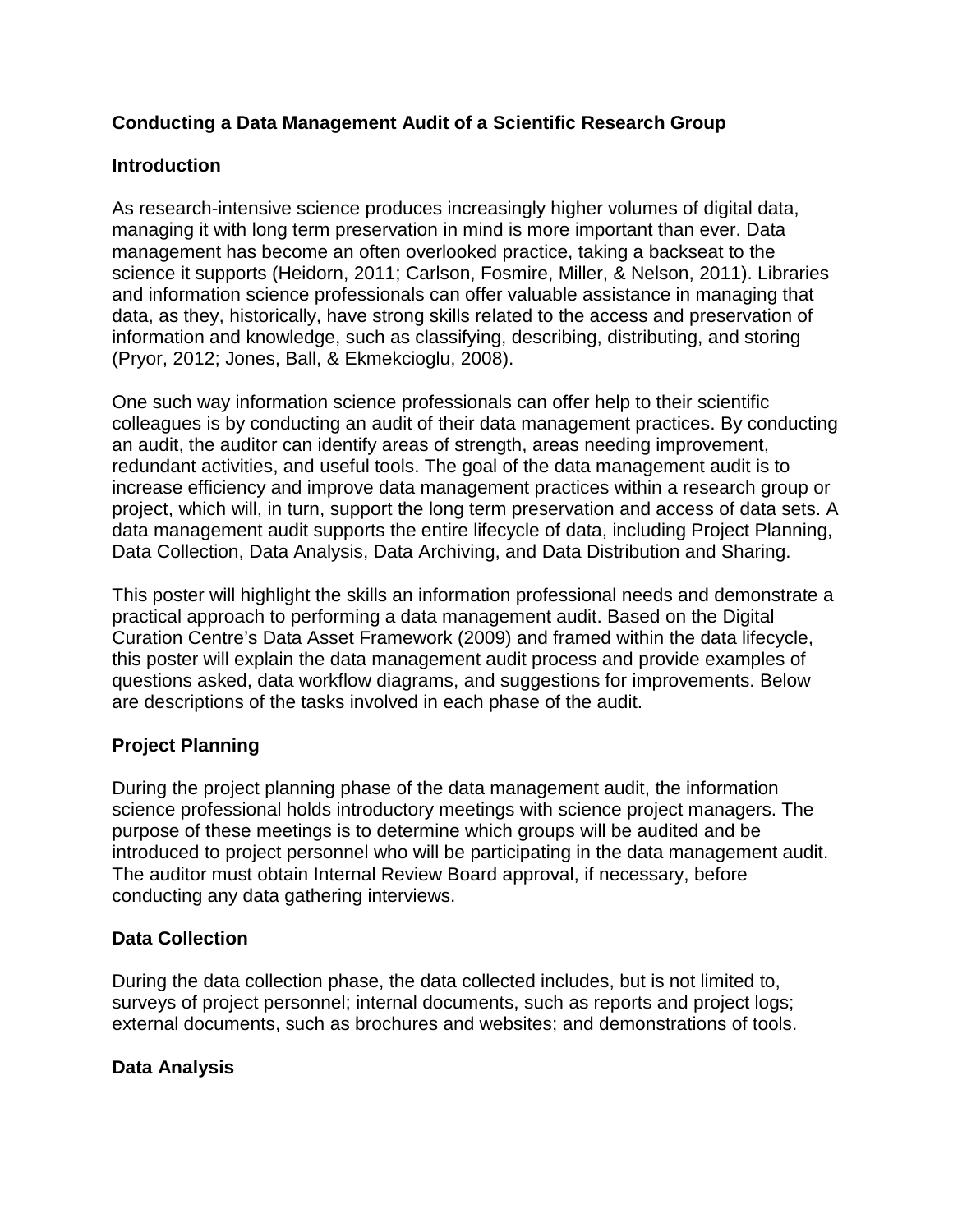# Conducting a Data Management Audit of a Scientific Research Group

## Introduction

As research-intensive science produces increasingly higher volumes of digital data, managing it with long term preservation in mind is more important than ever. Data management has become an often overlooked practice, taking a backseat to the science it supports (Heidorn, 2011; Carlson, Fosmire, Miller, & Nelson, 2011). Libraries and information science professionals can offer valuable assistance in managing that data, as they, historically, have strong skills related to the access and preservation of information and knowledge, such as classifying, describing, distributing, and storing (Pryor, 2012; Jones, Ball, & Ekmekcioglu, 2008).

One such way information science professionals can offer help to their scientific colleagues is by conducting an audit of their data management practices. By conducting an audit, the auditor can identify areas of strength, areas needing improvement, redundant activities, and useful tools. The goal of the data management audit is to increase efficiency and improve data management practices within a research group or project, which will, in turn, support the long term preservation and access of data sets. A data management audit supports the entire lifecycle of data, including Project Planning, Data Collection, Data Analysis, Data Archiving, and Data Distribution and Sharing.

This poster will highlight the skills an information professional needs and demonstrate a practical approach to performing a data management audit. Based on the Digital Curation Centre's Data Asset Framework (2009) and framed within the data lifecycle, this poster will explain the data management audit process and provide examples of questions asked, data workflow diagrams, and suggestions for improvements. Below are descriptions of the tasks involved in each phase of the audit.

## Project Planning

During the project planning phase of the data management audit, the information science professional holds introductory meetings with science project managers. The purpose of these meetings is to determine which groups will be audited and be introduced to project personnel who will be participating in the data management audit. The auditor must obtain Internal Review Board approval, if necessary, before conducting any data gathering interviews.

## Data Collection

During the data collection phase, the data collected includes, but is not limited to, surveys of project personnel; internal documents, such as reports and project logs; external documents, such as brochures and websites; and demonstrations of tools.

## Data Analysis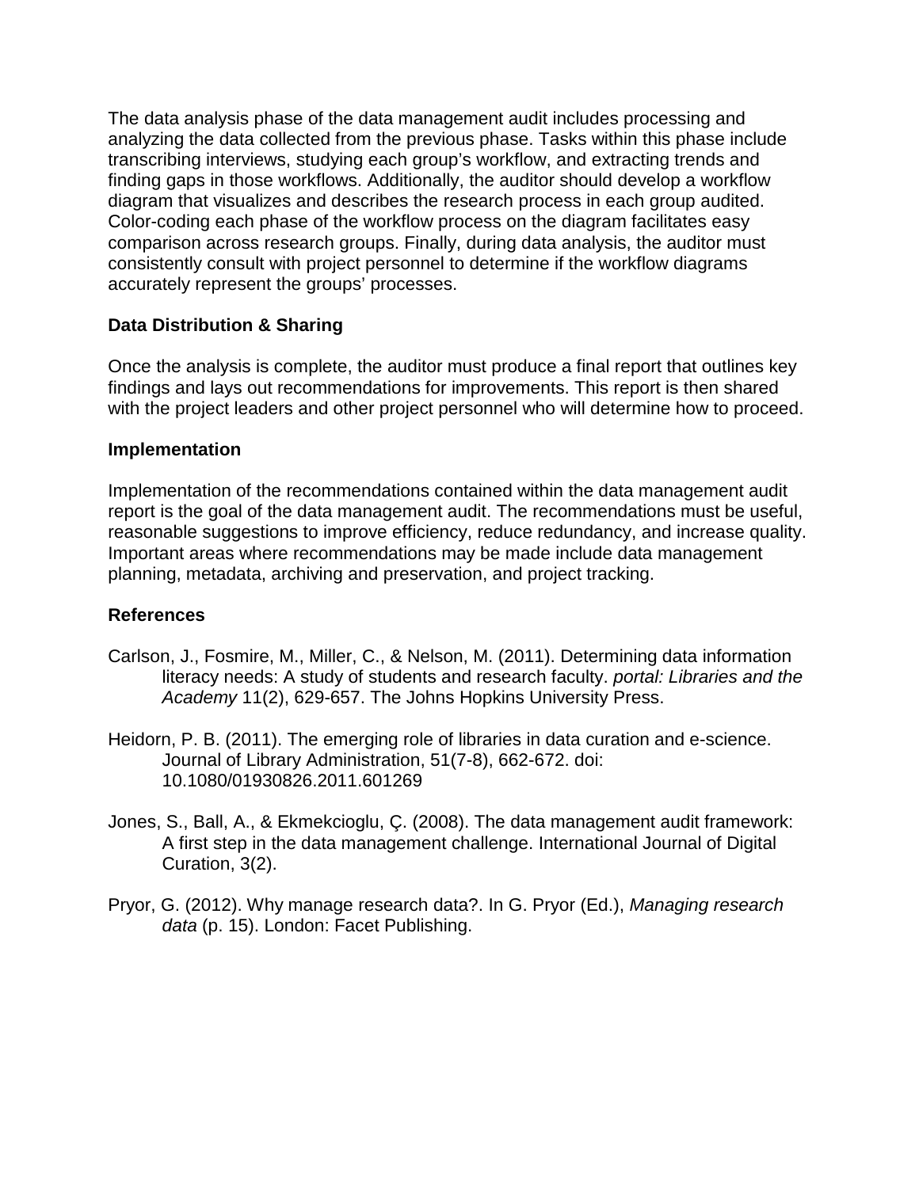The data analysis phase of the data management audit includes processing and analyzing the data collected from the previous phase. Tasks within this phase include transcribing interviews, studying each group's workflow, and extracting trends and finding gaps in those workflows. Additionally, the auditor should develop a workflow diagram that visualizes and describes the research process in each group audited. Color-coding each phase of the workflow process on the diagram facilitates easy comparison across research groups. Finally, during data analysis, the auditor must consistently consult with project personnel to determine if the workflow diagrams accurately represent the groups' processes.

**Data Distribution & Sharing**

Once the analysis is complete, the auditor must produce a final report that outlines key findings and lays out recommendations for improvements. This report is then shared with the project leaders and other project personnel who will determine how to proceed.

**Implementation**

Implementation of the recommendations contained within the data management audit report is the goal of the data management audit. The recommendations must be useful, reasonable suggestions to improve efficiency, reduce redundancy, and increase quality. Important areas where recommendations may be made include data management planning, metadata, archiving and preservation, and project tracking.

**References**

Carlson, J., Fosmire, M., Miller, C., & Nelson, M. (2011). Determining data information literacy needs: A study of students and research faculty. *portal: Libraries and the Academy* 11(2), 629-657. The Johns Hopkins University Press.

Heidorn, P. B. (2011). The emerging role of libraries in data curation and e-science. Journal of Library Administration, 51(7-8), 662-672. doi: 10.1080/01930826.2011.601269

Jones, S., Ball, A., & Ekmekcioglu, Ç. (2008). The data management audit framework: A first step in the data management challenge. International Journal of Digital Curation, 3(2).

Pryor, G. (2012). Why manage research data?. In G. Pryor (Ed.), *Managing research data* (p. 15). London: Facet Publishing.